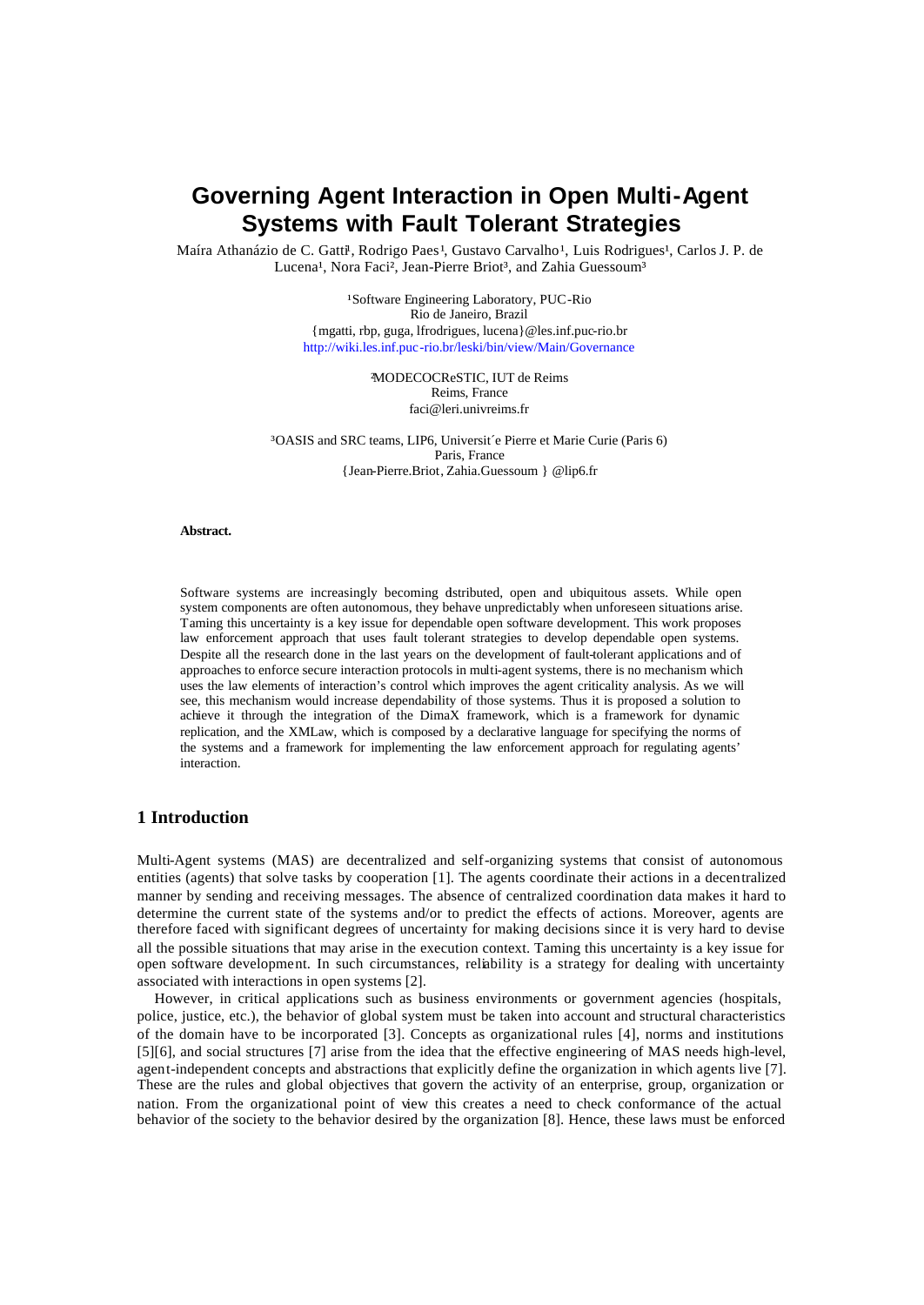# Governing Agent Interaction in Open Multi-Agent Systems with Fault Tolerant Strategies

Maíra Athanázio de C. Gatti[1], Rodrigo Paes[1], Gustavo Carvalho[1], Luis Rodrigues[1], Carlos J. P. de Lucena[1], Nora Faci[2], Jean-Pierre Briot[3], and Zahia Guessoum[3]

[1]Software Engineering Laboratory, PUC-Rio
Rio de Janeiro, Brazil
{mgatti, rbp, guga, lfrodrigues, lucena}@les.inf.puc-rio.br
http://wiki.les.inf.puc-rio.br/leski/bin/view/Main/Governance

[2]MODECOCReSTIC, IUT de Reims
Reims, France
faci@leri.univreims.fr

[3]OASIS and SRC teams, LIP6, Universit´e Pierre et Marie Curie (Paris 6)
Paris, France
{Jean-Pierre.Briot, Zahia.Guessoum } @lip6.fr

**Abstract.**

Software systems are increasingly becoming distributed, open and ubiquitous assets. While open system components are often autonomous, they behave unpredictably when unforeseen situations arise. Taming this uncertainty is a key issue for dependable open software development. This work proposes law enforcement approach that uses fault tolerant strategies to develop dependable open systems. Despite all the research done in the last years on the development of fault-tolerant applications and of approaches to enforce secure interaction protocols in multi-agent systems, there is no mechanism which uses the law elements of interaction's control which improves the agent criticality analysis. As we will see, this mechanism would increase dependability of those systems. Thus it is proposed a solution to achieve it through the integration of the DimaX framework, which is a framework for dynamic replication, and the XMLaw, which is composed by a declarative language for specifying the norms of the systems and a framework for implementing the law enforcement approach for regulating agents' interaction.

## 1 Introduction

Multi-Agent systems (MAS) are decentralized and self-organizing systems that consist of autonomous entities (agents) that solve tasks by cooperation [1]. The agents coordinate their actions in a decentralized manner by sending and receiving messages. The absence of centralized coordination data makes it hard to determine the current state of the systems and/or to predict the effects of actions. Moreover, agents are therefore faced with significant degrees of uncertainty for making decisions since it is very hard to devise all the possible situations that may arise in the execution context. Taming this uncertainty is a key issue for open software development. In such circumstances, reliability is a strategy for dealing with uncertainty associated with interactions in open systems [2].

However, in critical applications such as business environments or government agencies (hospitals, police, justice, etc.), the behavior of global system must be taken into account and structural characteristics of the domain have to be incorporated [3]. Concepts as organizational rules [4], norms and institutions [5][6], and social structures [7] arise from the idea that the effective engineering of MAS needs high-level, agent-independent concepts and abstractions that explicitly define the organization in which agents live [7]. These are the rules and global objectives that govern the activity of an enterprise, group, organization or nation. From the organizational point of view this creates a need to check conformance of the actual behavior of the society to the behavior desired by the organization [8]. Hence, these laws must be enforced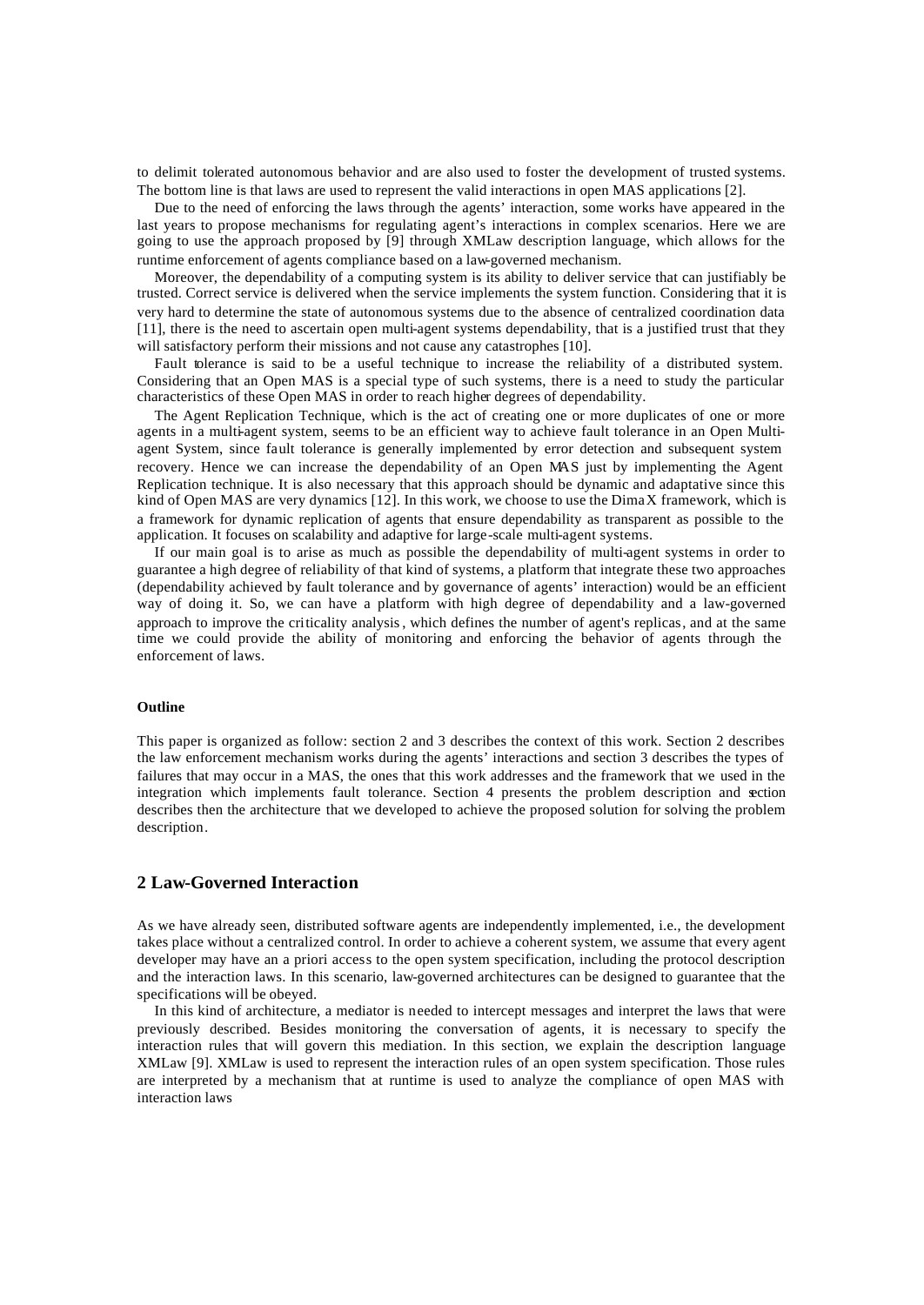to delimit tolerated autonomous behavior and are also used to foster the development of trusted systems. The bottom line is that laws are used to represent the valid interactions in open MAS applications [2].

Due to the need of enforcing the laws through the agents' interaction, some works have appeared in the last years to propose mechanisms for regulating agent's interactions in complex scenarios. Here we are going to use the approach proposed by [9] through XMLaw description language, which allows for the runtime enforcement of agents compliance based on a law-governed mechanism.

Moreover, the dependability of a computing system is its ability to deliver service that can justifiably be trusted. Correct service is delivered when the service implements the system function. Considering that it is very hard to determine the state of autonomous systems due to the absence of centralized coordination data [11], there is the need to ascertain open multi-agent systems dependability, that is a justified trust that they will satisfactory perform their missions and not cause any catastrophes [10].

Fault tolerance is said to be a useful technique to increase the reliability of a distributed system. Considering that an Open MAS is a special type of such systems, there is a need to study the particular characteristics of these Open MAS in order to reach higher degrees of dependability.

The Agent Replication Technique, which is the act of creating one or more duplicates of one or more agents in a multi-agent system, seems to be an efficient way to achieve fault tolerance in an Open Multi-agent System, since fault tolerance is generally implemented by error detection and subsequent system recovery. Hence we can increase the dependability of an Open MAS just by implementing the Agent Replication technique. It is also necessary that this approach should be dynamic and adaptative since this kind of Open MAS are very dynamics [12]. In this work, we choose to use the DimaX framework, which is a framework for dynamic replication of agents that ensure dependability as transparent as possible to the application. It focuses on scalability and adaptive for large-scale multi-agent systems.

If our main goal is to arise as much as possible the dependability of multi-agent systems in order to guarantee a high degree of reliability of that kind of systems, a platform that integrate these two approaches (dependability achieved by fault tolerance and by governance of agents' interaction) would be an efficient way of doing it. So, we can have a platform with high degree of dependability and a law-governed approach to improve the criticality analysis, which defines the number of agent's replicas, and at the same time we could provide the ability of monitoring and enforcing the behavior of agents through the enforcement of laws.

**Outline**

This paper is organized as follow: section 2 and 3 describes the context of this work. Section 2 describes the law enforcement mechanism works during the agents' interactions and section 3 describes the types of failures that may occur in a MAS, the ones that this work addresses and the framework that we used in the integration which implements fault tolerance. Section 4 presents the problem description and section describes then the architecture that we developed to achieve the proposed solution for solving the problem description.

## 2 Law-Governed Interaction

As we have already seen, distributed software agents are independently implemented, i.e., the development takes place without a centralized control. In order to achieve a coherent system, we assume that every agent developer may have an a priori access to the open system specification, including the protocol description and the interaction laws. In this scenario, law-governed architectures can be designed to guarantee that the specifications will be obeyed.

In this kind of architecture, a mediator is needed to intercept messages and interpret the laws that were previously described. Besides monitoring the conversation of agents, it is necessary to specify the interaction rules that will govern this mediation. In this section, we explain the description language XMLaw [9]. XMLaw is used to represent the interaction rules of an open system specification. Those rules are interpreted by a mechanism that at runtime is used to analyze the compliance of open MAS with interaction laws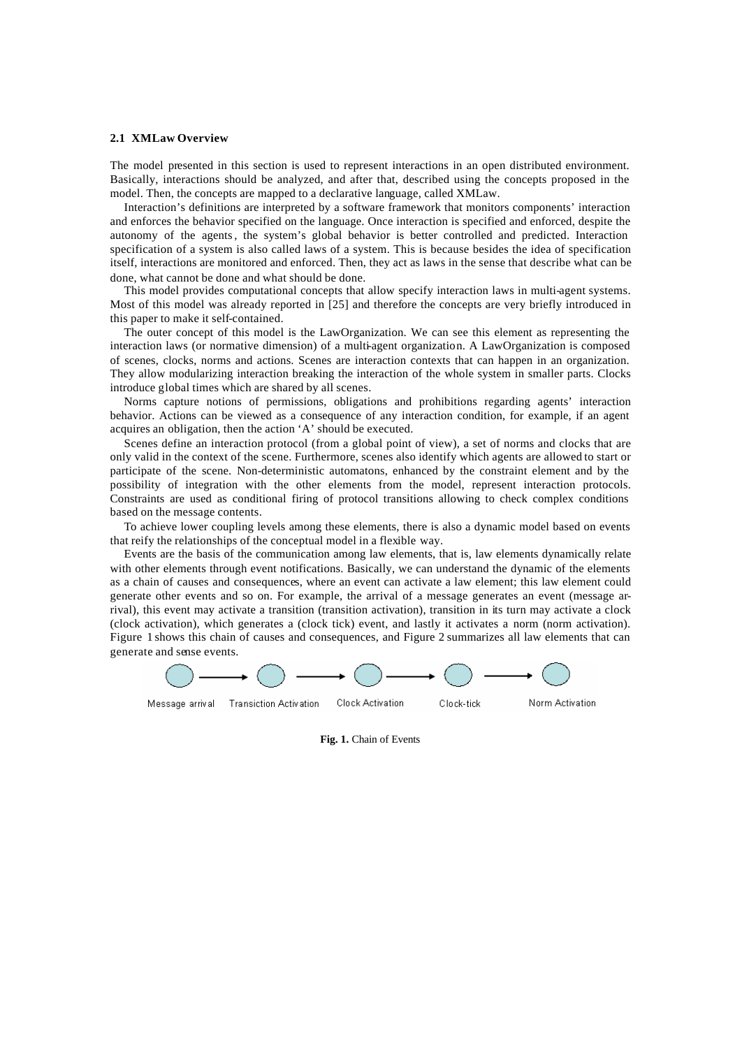### 2.1 XMLaw Overview

The model presented in this section is used to represent interactions in an open distributed environment. Basically, interactions should be analyzed, and after that, described using the concepts proposed in the model. Then, the concepts are mapped to a declarative language, called XMLaw.

Interaction's definitions are interpreted by a software framework that monitors components' interaction and enforces the behavior specified on the language. Once interaction is specified and enforced, despite the autonomy of the agents, the system's global behavior is better controlled and predicted. Interaction specification of a system is also called laws of a system. This is because besides the idea of specification itself, interactions are monitored and enforced. Then, they act as laws in the sense that describe what can be done, what cannot be done and what should be done.

This model provides computational concepts that allow specify interaction laws in multi-agent systems. Most of this model was already reported in [25] and therefore the concepts are very briefly introduced in this paper to make it self-contained.

The outer concept of this model is the LawOrganization. We can see this element as representing the interaction laws (or normative dimension) of a multi-agent organization. A LawOrganization is composed of scenes, clocks, norms and actions. Scenes are interaction contexts that can happen in an organization. They allow modularizing interaction breaking the interaction of the whole system in smaller parts. Clocks introduce global times which are shared by all scenes.

Norms capture notions of permissions, obligations and prohibitions regarding agents' interaction behavior. Actions can be viewed as a consequence of any interaction condition, for example, if an agent acquires an obligation, then the action 'A' should be executed.

Scenes define an interaction protocol (from a global point of view), a set of norms and clocks that are only valid in the context of the scene. Furthermore, scenes also identify which agents are allowed to start or participate of the scene. Non-deterministic automatons, enhanced by the constraint element and by the possibility of integration with the other elements from the model, represent interaction protocols. Constraints are used as conditional firing of protocol transitions allowing to check complex conditions based on the message contents.

To achieve lower coupling levels among these elements, there is also a dynamic model based on events that reify the relationships of the conceptual model in a flexible way.

Events are the basis of the communication among law elements, that is, law elements dynamically relate with other elements through event notifications. Basically, we can understand the dynamic of the elements as a chain of causes and consequences, where an event can activate a law element; this law element could generate other events and so on. For example, the arrival of a message generates an event (message arrival), this event may activate a transition (transition activation), transition in its turn may activate a clock (clock activation), which generates a (clock tick) event, and lastly it activates a norm (norm activation). Figure 1 shows this chain of causes and consequences, and Figure 2 summarizes all law elements that can generate and sense events.

Message arrival → Transiction Activation → Clock Activation → Clock-tick → Norm Activation

**Fig. 1.** Chain of Events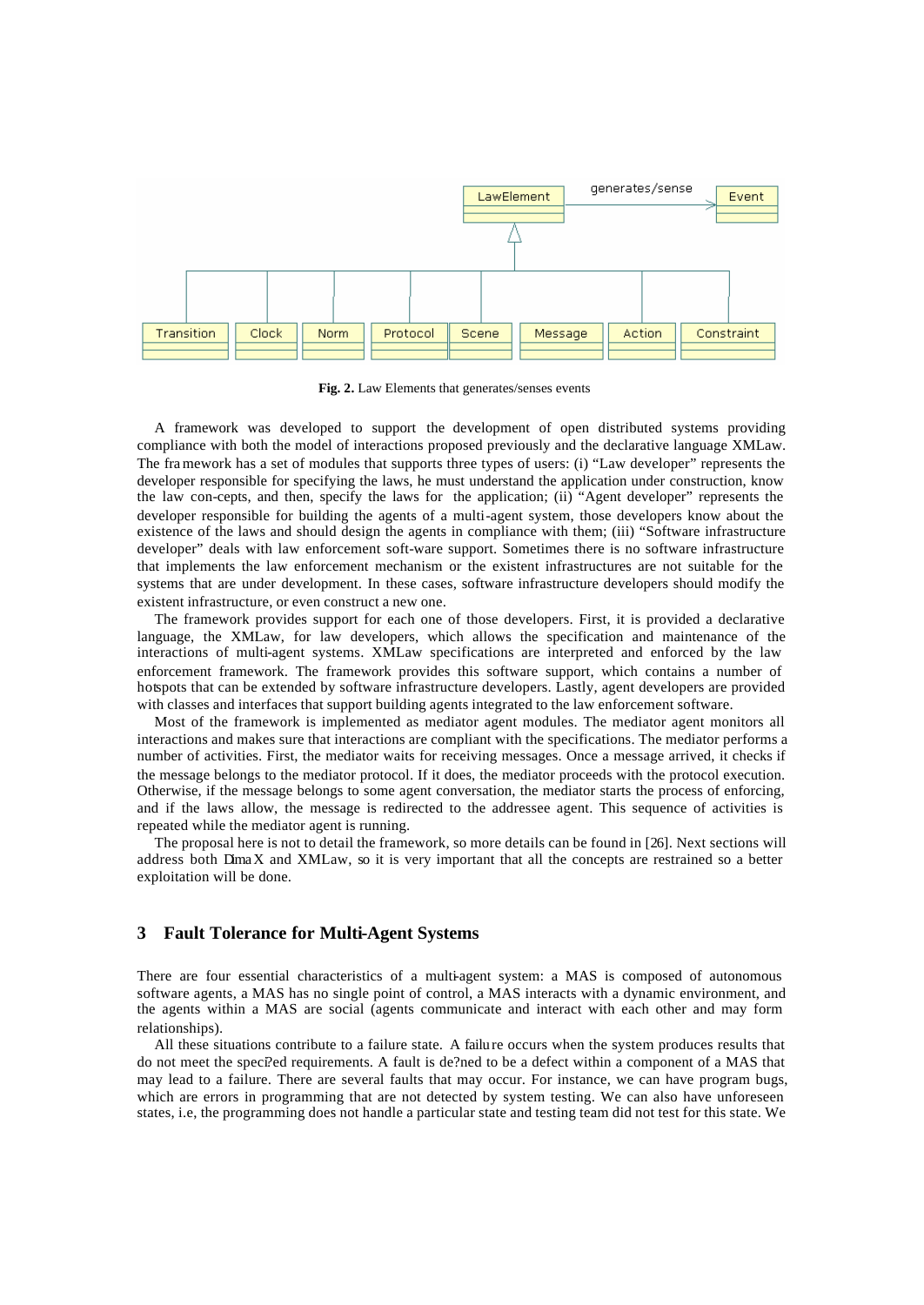**Fig. 2.** Law Elements that generates/senses events

A framework was developed to support the development of open distributed systems providing compliance with both the model of interactions proposed previously and the declarative language XMLaw. The framework has a set of modules that supports three types of users: (i) "Law developer" represents the developer responsible for specifying the laws, he must understand the application under construction, know the law con-cepts, and then, specify the laws for the application; (ii) "Agent developer" represents the developer responsible for building the agents of a multi-agent system, those developers know about the existence of the laws and should design the agents in compliance with them; (iii) "Software infrastructure developer" deals with law enforcement soft-ware support. Sometimes there is no software infrastructure that implements the law enforcement mechanism or the existent infrastructures are not suitable for the systems that are under development. In these cases, software infrastructure developers should modify the existent infrastructure, or even construct a new one.

The framework provides support for each one of those developers. First, it is provided a declarative language, the XMLaw, for law developers, which allows the specification and maintenance of the interactions of multi-agent systems. XMLaw specifications are interpreted and enforced by the law enforcement framework. The framework provides this software support, which contains a number of hotspots that can be extended by software infrastructure developers. Lastly, agent developers are provided with classes and interfaces that support building agents integrated to the law enforcement software.

Most of the framework is implemented as mediator agent modules. The mediator agent monitors all interactions and makes sure that interactions are compliant with the specifications. The mediator performs a number of activities. First, the mediator waits for receiving messages. Once a message arrived, it checks if the message belongs to the mediator protocol. If it does, the mediator proceeds with the protocol execution. Otherwise, if the message belongs to some agent conversation, the mediator starts the process of enforcing, and if the laws allow, the message is redirected to the addressee agent. This sequence of activities is repeated while the mediator agent is running.

The proposal here is not to detail the framework, so more details can be found in [26]. Next sections will address both DimaX and XMLaw, so it is very important that all the concepts are restrained so a better exploitation will be done.

## 3 Fault Tolerance for Multi-Agent Systems

There are four essential characteristics of a multi-agent system: a MAS is composed of autonomous software agents, a MAS has no single point of control, a MAS interacts with a dynamic environment, and the agents within a MAS are social (agents communicate and interact with each other and may form relationships).

All these situations contribute to a failure state. A failure occurs when the system produces results that do not meet the speci?ed requirements. A fault is de?ned to be a defect within a component of a MAS that may lead to a failure. There are several faults that may occur. For instance, we can have program bugs, which are errors in programming that are not detected by system testing. We can also have unforeseen states, i.e, the programming does not handle a particular state and testing team did not test for this state. We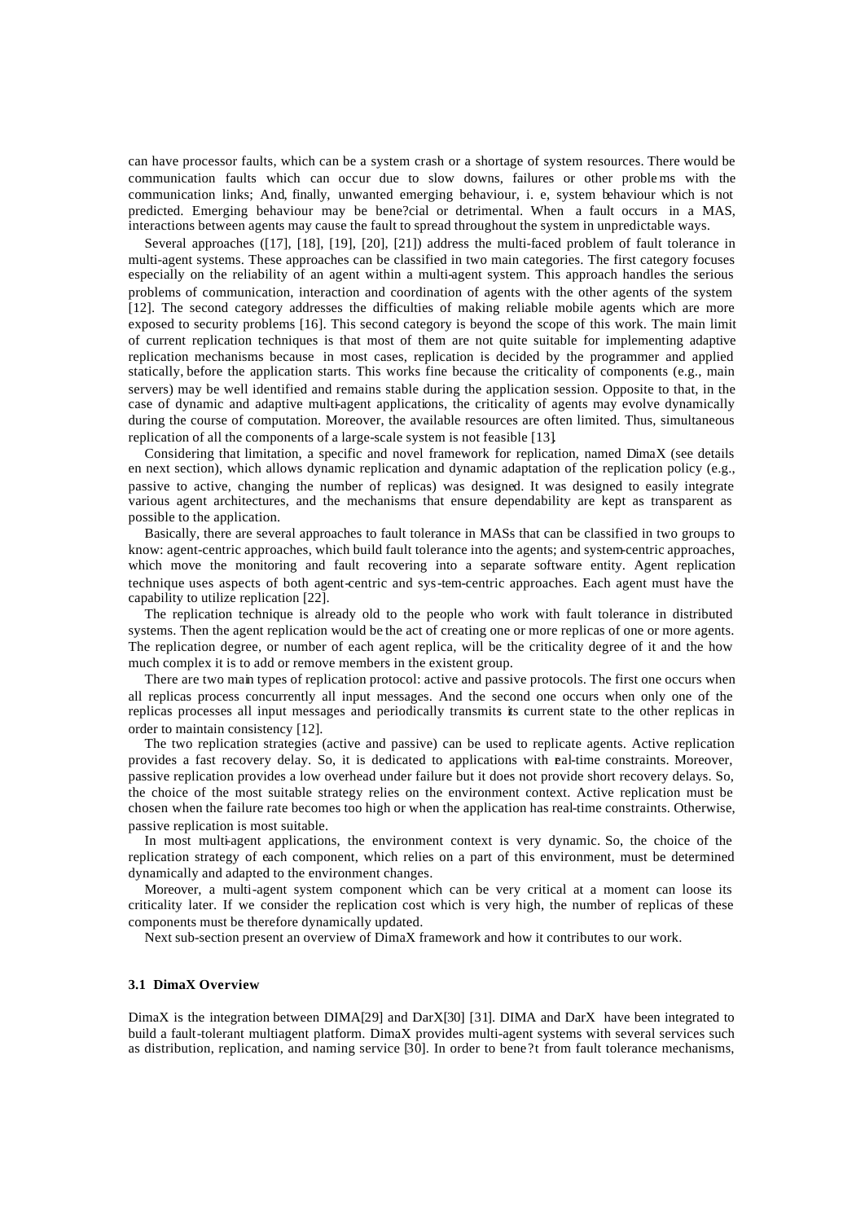can have processor faults, which can be a system crash or a shortage of system resources. There would be communication faults which can occur due to slow downs, failures or other problems with the communication links; And, finally, unwanted emerging behaviour, i. e, system behaviour which is not predicted. Emerging behaviour may be bene?cial or detrimental. When a fault occurs in a MAS, interactions between agents may cause the fault to spread throughout the system in unpredictable ways.

Several approaches ([17], [18], [19], [20], [21]) address the multi-faced problem of fault tolerance in multi-agent systems. These approaches can be classified in two main categories. The first category focuses especially on the reliability of an agent within a multi-agent system. This approach handles the serious problems of communication, interaction and coordination of agents with the other agents of the system [12]. The second category addresses the difficulties of making reliable mobile agents which are more exposed to security problems [16]. This second category is beyond the scope of this work. The main limit of current replication techniques is that most of them are not quite suitable for implementing adaptive replication mechanisms because in most cases, replication is decided by the programmer and applied statically, before the application starts. This works fine because the criticality of components (e.g., main servers) may be well identified and remains stable during the application session. Opposite to that, in the case of dynamic and adaptive multi-agent applications, the criticality of agents may evolve dynamically during the course of computation. Moreover, the available resources are often limited. Thus, simultaneous replication of all the components of a large-scale system is not feasible [13].

Considering that limitation, a specific and novel framework for replication, named DimaX (see details en next section), which allows dynamic replication and dynamic adaptation of the replication policy (e.g., passive to active, changing the number of replicas) was designed. It was designed to easily integrate various agent architectures, and the mechanisms that ensure dependability are kept as transparent as possible to the application.

Basically, there are several approaches to fault tolerance in MASs that can be classified in two groups to know: agent-centric approaches, which build fault tolerance into the agents; and system-centric approaches, which move the monitoring and fault recovering into a separate software entity. Agent replication technique uses aspects of both agent-centric and sys-tem-centric approaches. Each agent must have the capability to utilize replication [22].

The replication technique is already old to the people who work with fault tolerance in distributed systems. Then the agent replication would be the act of creating one or more replicas of one or more agents. The replication degree, or number of each agent replica, will be the criticality degree of it and the how much complex it is to add or remove members in the existent group.

There are two main types of replication protocol: active and passive protocols. The first one occurs when all replicas process concurrently all input messages. And the second one occurs when only one of the replicas processes all input messages and periodically transmits its current state to the other replicas in order to maintain consistency [12].

The two replication strategies (active and passive) can be used to replicate agents. Active replication provides a fast recovery delay. So, it is dedicated to applications with real-time constraints. Moreover, passive replication provides a low overhead under failure but it does not provide short recovery delays. So, the choice of the most suitable strategy relies on the environment context. Active replication must be chosen when the failure rate becomes too high or when the application has real-time constraints. Otherwise, passive replication is most suitable.

In most multi-agent applications, the environment context is very dynamic. So, the choice of the replication strategy of each component, which relies on a part of this environment, must be determined dynamically and adapted to the environment changes.

Moreover, a multi-agent system component which can be very critical at a moment can loose its criticality later. If we consider the replication cost which is very high, the number of replicas of these components must be therefore dynamically updated.

Next sub-section present an overview of DimaX framework and how it contributes to our work.

### 3.1 DimaX Overview

DimaX is the integration between DIMA[29] and DarX[30] [31]. DIMA and DarX have been integrated to build a fault-tolerant multiagent platform. DimaX provides multi-agent systems with several services such as distribution, replication, and naming service [30]. In order to bene?t from fault tolerance mechanisms,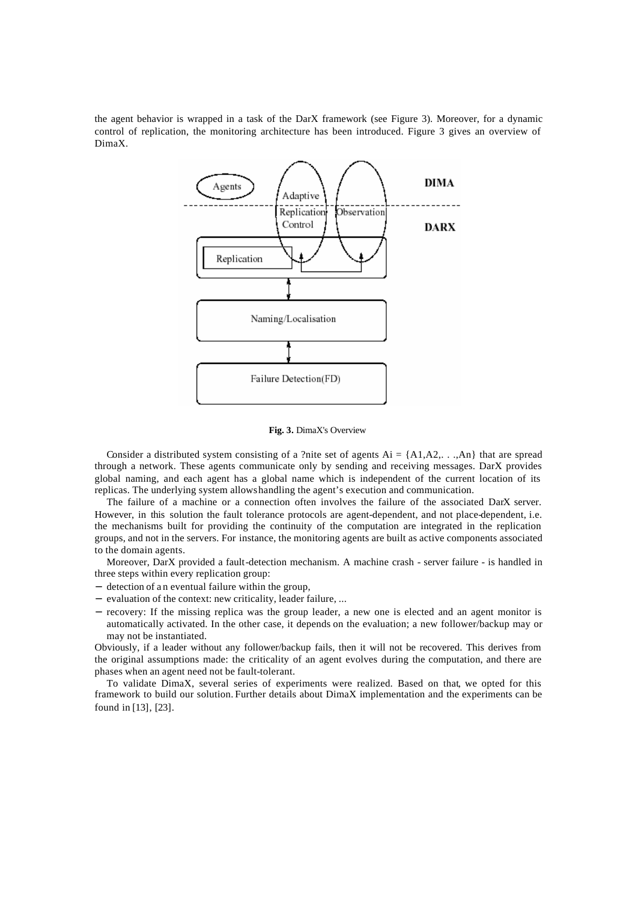the agent behavior is wrapped in a task of the DarX framework (see Figure 3). Moreover, for a dynamic control of replication, the monitoring architecture has been introduced. Figure 3 gives an overview of DimaX.

**Fig. 3.** DimaX's Overview

Consider a distributed system consisting of a ?nite set of agents Ai = {A1,A2,. . .,An} that are spread through a network. These agents communicate only by sending and receiving messages. DarX provides global naming, and each agent has a global name which is independent of the current location of its replicas. The underlying system allows handling the agent's execution and communication.

The failure of a machine or a connection often involves the failure of the associated DarX server. However, in this solution the fault tolerance protocols are agent-dependent, and not place-dependent, i.e. the mechanisms built for providing the continuity of the computation are integrated in the replication groups, and not in the servers. For instance, the monitoring agents are built as active components associated to the domain agents.

Moreover, DarX provided a fault-detection mechanism. A machine crash - server failure - is handled in three steps within every replication group:

- detection of an eventual failure within the group,
- evaluation of the context: new criticality, leader failure, ...
- recovery: If the missing replica was the group leader, a new one is elected and an agent monitor is automatically activated. In the other case, it depends on the evaluation; a new follower/backup may or may not be instantiated.

Obviously, if a leader without any follower/backup fails, then it will not be recovered. This derives from the original assumptions made: the criticality of an agent evolves during the computation, and there are phases when an agent need not be fault-tolerant.

To validate DimaX, several series of experiments were realized. Based on that, we opted for this framework to build our solution. Further details about DimaX implementation and the experiments can be found in [13], [23].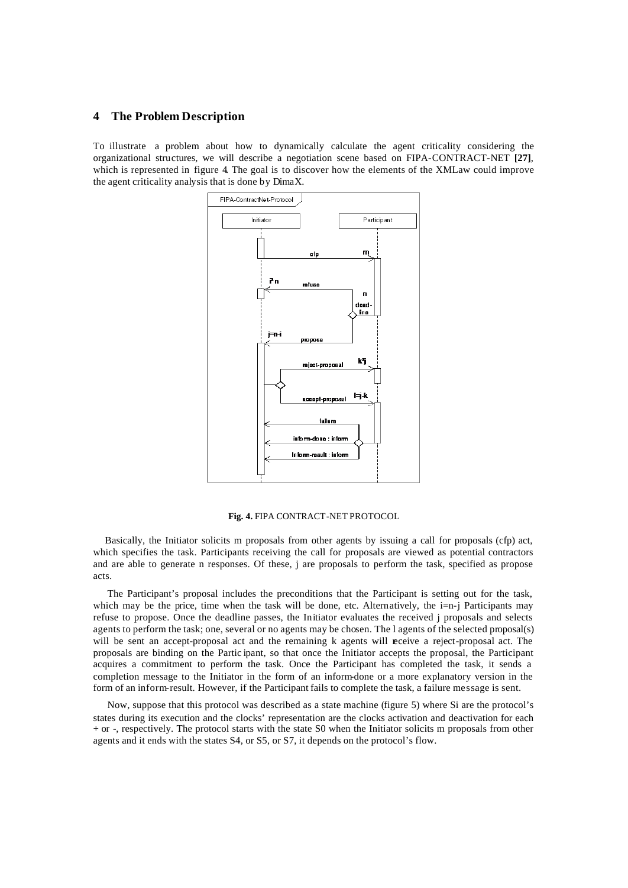## 4 The Problem Description

To illustrate a problem about how to dynamically calculate the agent criticality considering the organizational structures, we will describe a negotiation scene based on FIPA-CONTRACT-NET **[27]**, which is represented in figure 4. The goal is to discover how the elements of the XMLaw could improve the agent criticality analysis that is done by DimaX.

**Fig. 4.** FIPA CONTRACT-NET PROTOCOL

Basically, the Initiator solicits m proposals from other agents by issuing a call for proposals (cfp) act, which specifies the task. Participants receiving the call for proposals are viewed as potential contractors and are able to generate n responses. Of these, j are proposals to perform the task, specified as propose acts.

The Participant's proposal includes the preconditions that the Participant is setting out for the task, which may be the price, time when the task will be done, etc. Alternatively, the i=n-j Participants may refuse to propose. Once the deadline passes, the Initiator evaluates the received j proposals and selects agents to perform the task; one, several or no agents may be chosen. The l agents of the selected proposal(s) will be sent an accept-proposal act and the remaining k agents will receive a reject-proposal act. The proposals are binding on the Participant, so that once the Initiator accepts the proposal, the Participant acquires a commitment to perform the task. Once the Participant has completed the task, it sends a completion message to the Initiator in the form of an inform-done or a more explanatory version in the form of an inform-result. However, if the Participant fails to complete the task, a failure message is sent.

Now, suppose that this protocol was described as a state machine (figure 5) where Si are the protocol's states during its execution and the clocks' representation are the clocks activation and deactivation for each + or -, respectively. The protocol starts with the state S0 when the Initiator solicits m proposals from other agents and it ends with the states S4, or S5, or S7, it depends on the protocol's flow.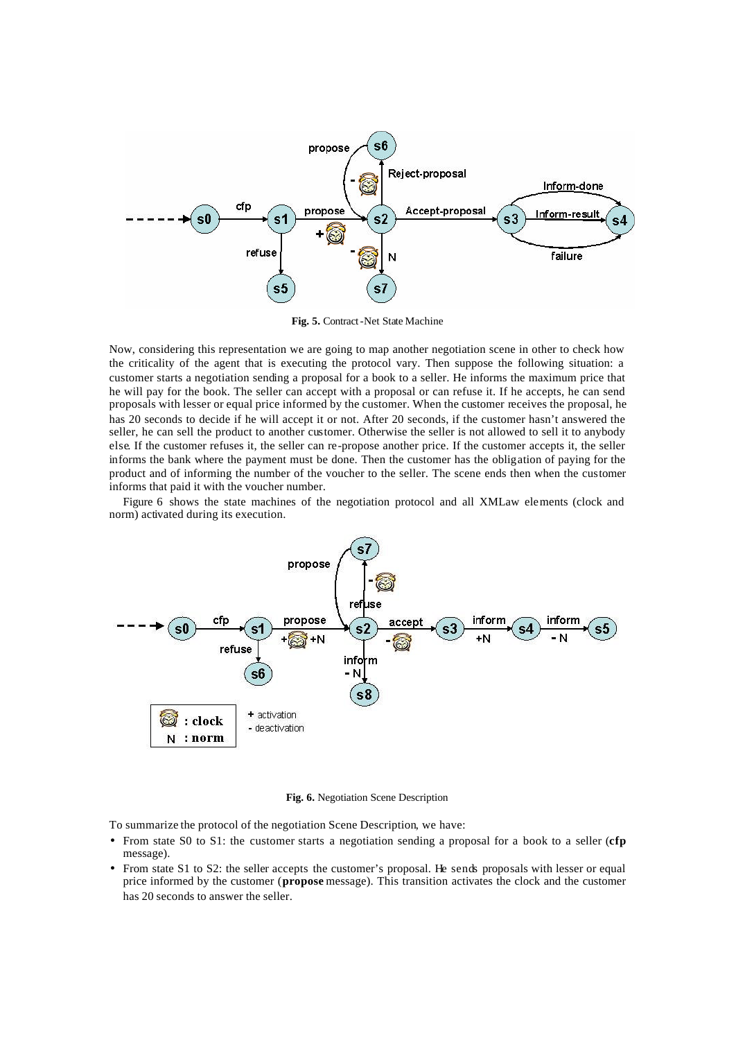Fig. 5. Contract-Net State Machine

Now, considering this representation we are going to map another negotiation scene in other to check how the criticality of the agent that is executing the protocol vary. Then suppose the following situation: a customer starts a negotiation sending a proposal for a book to a seller. He informs the maximum price that he will pay for the book. The seller can accept with a proposal or can refuse it. If he accepts, he can send proposals with lesser or equal price informed by the customer. When the customer receives the proposal, he has 20 seconds to decide if he will accept it or not. After 20 seconds, if the customer hasn't answered the seller, he can sell the product to another customer. Otherwise the seller is not allowed to sell it to anybody else. If the customer refuses it, the seller can re-propose another price. If the customer accepts it, the seller informs the bank where the payment must be done. Then the customer has the obligation of paying for the product and of informing the number of the voucher to the seller. The scene ends then when the customer informs that paid it with the voucher number.

Figure 6 shows the state machines of the negotiation protocol and all XMLaw elements (clock and norm) activated during its execution.

Fig. 6. Negotiation Scene Description

To summarize the protocol of the negotiation Scene Description, we have:

- From state S0 to S1: the customer starts a negotiation sending a proposal for a book to a seller (**cfp** message).
- From state S1 to S2: the seller accepts the customer's proposal. He sends proposals with lesser or equal price informed by the customer (**propose** message). This transition activates the clock and the customer has 20 seconds to answer the seller.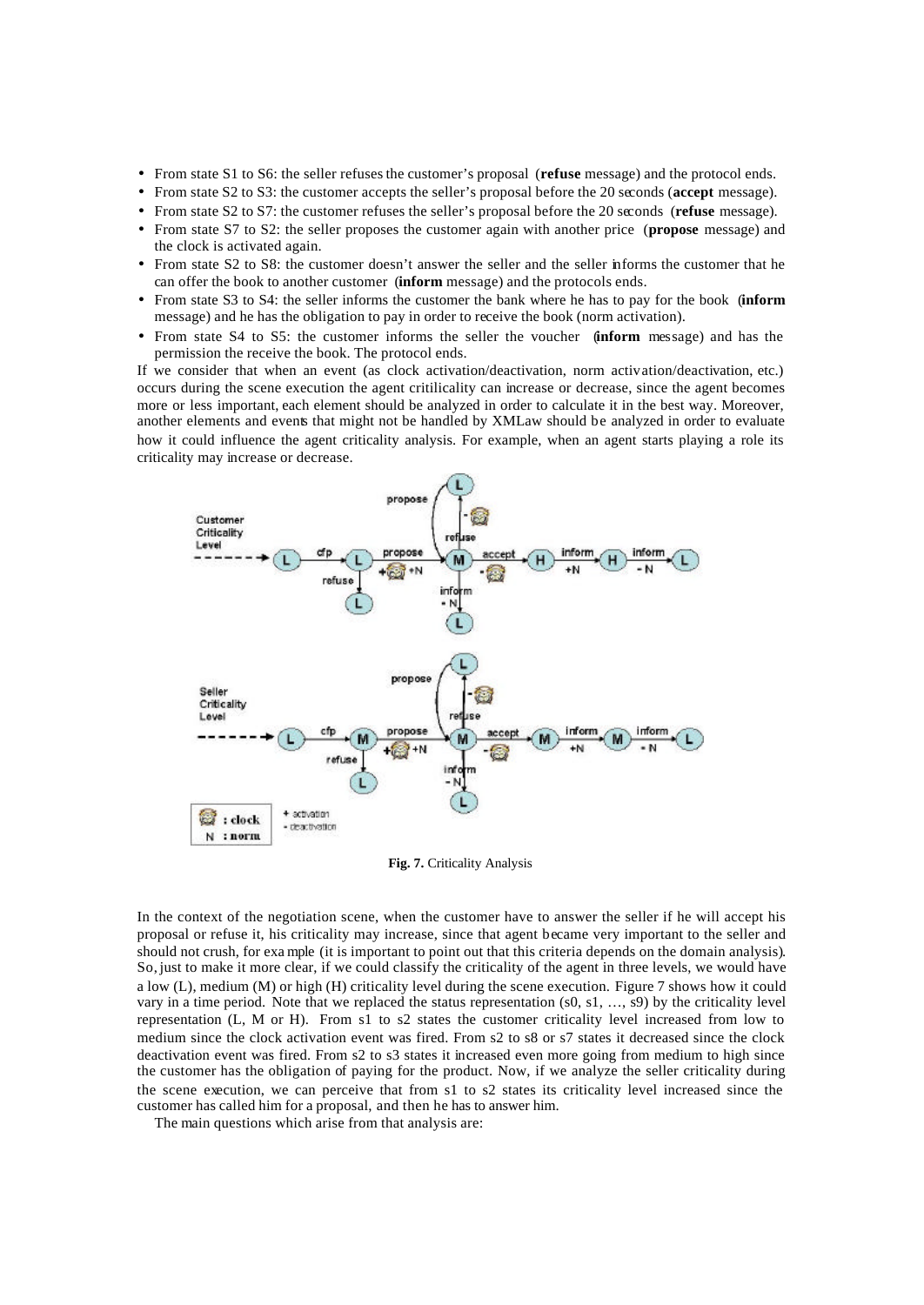- From state S1 to S6: the seller refuses the customer's proposal (**refuse** message) and the protocol ends.
- From state S2 to S3: the customer accepts the seller's proposal before the 20 seconds (**accept** message).
- From state S2 to S7: the customer refuses the seller's proposal before the 20 seconds (**refuse** message).
- From state S7 to S2: the seller proposes the customer again with another price (**propose** message) and the clock is activated again.
- From state S2 to S8: the customer doesn't answer the seller and the seller informs the customer that he can offer the book to another customer (**inform** message) and the protocols ends.
- From state S3 to S4: the seller informs the customer the bank where he has to pay for the book (**inform** message) and he has the obligation to pay in order to receive the book (norm activation).
- From state S4 to S5: the customer informs the seller the voucher (**inform** message) and has the permission the receive the book. The protocol ends.

If we consider that when an event (as clock activation/deactivation, norm activation/deactivation, etc.) occurs during the scene execution the agent critilicality can increase or decrease, since the agent becomes more or less important, each element should be analyzed in order to calculate it in the best way. Moreover, another elements and events that might not be handled by XMLaw should be analyzed in order to evaluate how it could influence the agent criticality analysis. For example, when an agent starts playing a role its criticality may increase or decrease.

**Fig. 7.** Criticality Analysis

In the context of the negotiation scene, when the customer have to answer the seller if he will accept his proposal or refuse it, his criticality may increase, since that agent became very important to the seller and should not crush, for example (it is important to point out that this criteria depends on the domain analysis). So, just to make it more clear, if we could classify the criticality of the agent in three levels, we would have a low (L), medium (M) or high (H) criticality level during the scene execution. Figure 7 shows how it could vary in a time period. Note that we replaced the status representation (s0, s1, …, s9) by the criticality level representation (L, M or H). From s1 to s2 states the customer criticality level increased from low to medium since the clock activation event was fired. From s2 to s8 or s7 states it decreased since the clock deactivation event was fired. From s2 to s3 states it increased even more going from medium to high since the customer has the obligation of paying for the product. Now, if we analyze the seller criticality during the scene execution, we can perceive that from s1 to s2 states its criticality level increased since the customer has called him for a proposal, and then he has to answer him.

The main questions which arise from that analysis are: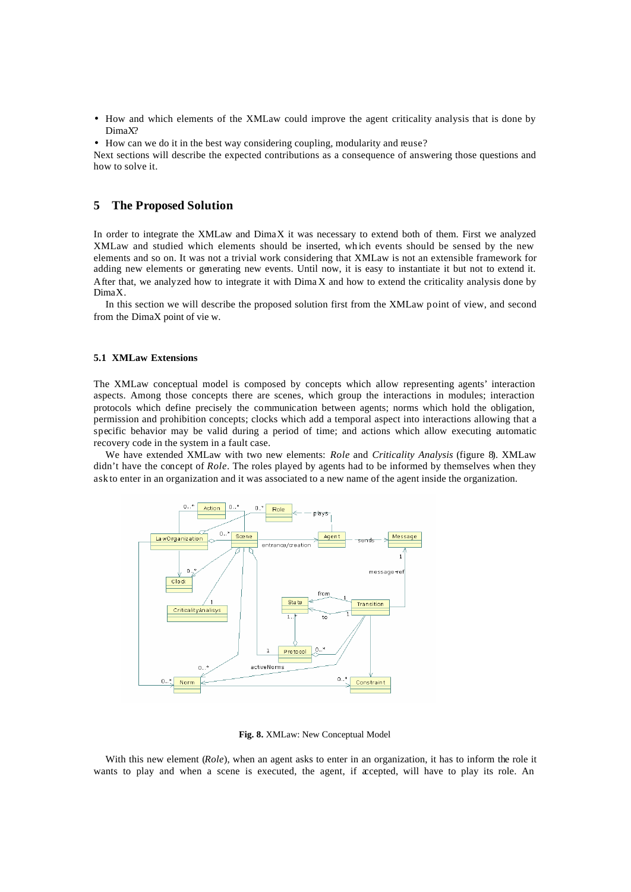- How and which elements of the XMLaw could improve the agent criticality analysis that is done by DimaX?
- How can we do it in the best way considering coupling, modularity and reuse?

Next sections will describe the expected contributions as a consequence of answering those questions and how to solve it.

## 5 The Proposed Solution

In order to integrate the XMLaw and DimaX it was necessary to extend both of them. First we analyzed XMLaw and studied which elements should be inserted, which events should be sensed by the new elements and so on. It was not a trivial work considering that XMLaw is not an extensible framework for adding new elements or generating new events. Until now, it is easy to instantiate it but not to extend it. After that, we analyzed how to integrate it with DimaX and how to extend the criticality analysis done by DimaX.

In this section we will describe the proposed solution first from the XMLaw point of view, and second from the DimaX point of view.

### 5.1 XMLaw Extensions

The XMLaw conceptual model is composed by concepts which allow representing agents' interaction aspects. Among those concepts there are scenes, which group the interactions in modules; interaction protocols which define precisely the communication between agents; norms which hold the obligation, permission and prohibition concepts; clocks which add a temporal aspect into interactions allowing that a specific behavior may be valid during a period of time; and actions which allow executing automatic recovery code in the system in a fault case.

We have extended XMLaw with two new elements: *Role* and *Criticality Analysis* (figure 8). XMLaw didn't have the concept of *Role*. The roles played by agents had to be informed by themselves when they ask to enter in an organization and it was associated to a new name of the agent inside the organization.

**Fig. 8.** XMLaw: New Conceptual Model

With this new element (*Role*), when an agent asks to enter in an organization, it has to inform the role it wants to play and when a scene is executed, the agent, if accepted, will have to play its role. An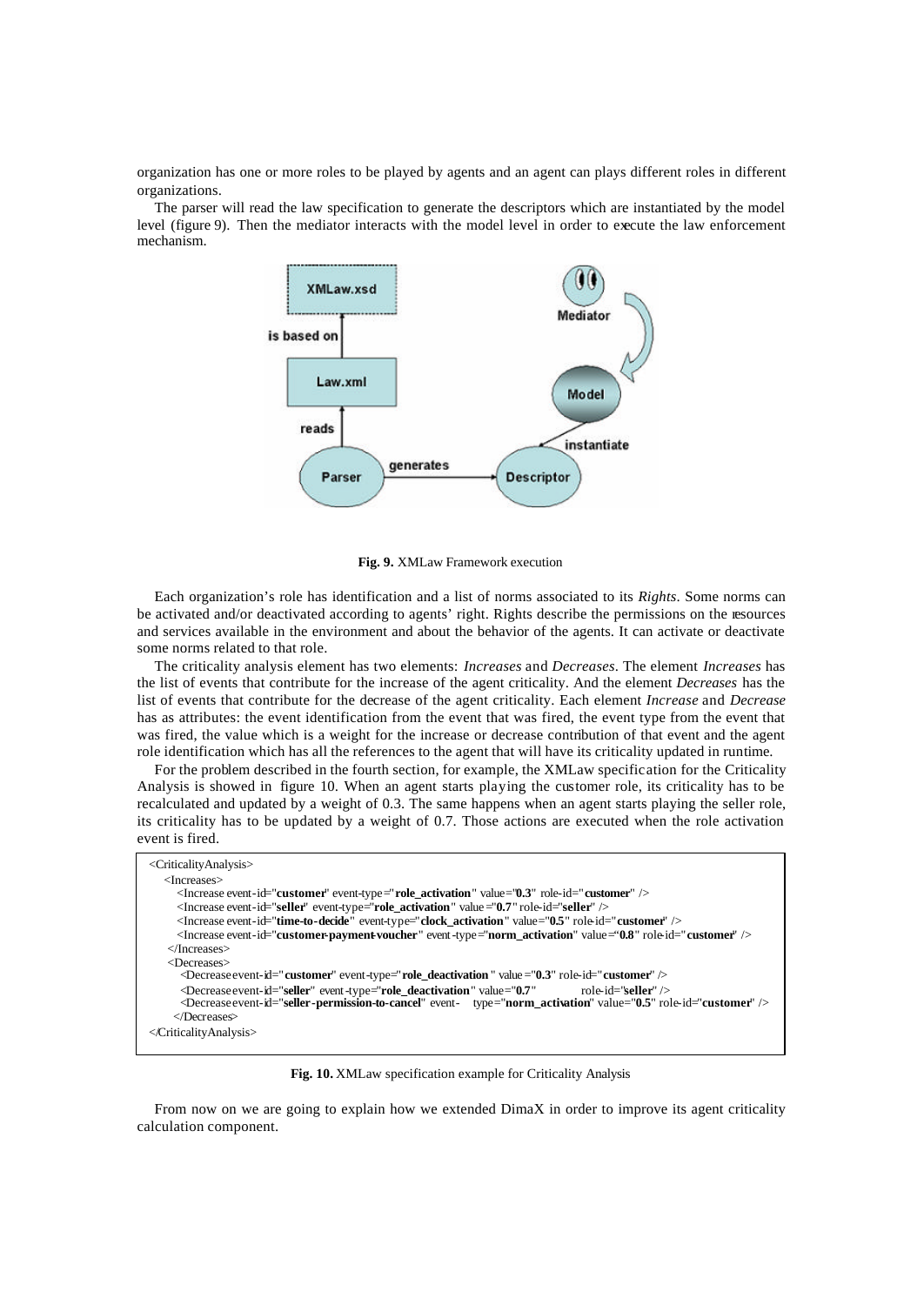organization has one or more roles to be played by agents and an agent can plays different roles in different organizations.

The parser will read the law specification to generate the descriptors which are instantiated by the model level (figure 9). Then the mediator interacts with the model level in order to execute the law enforcement mechanism.

**Fig. 9.** XMLaw Framework execution

Each organization's role has identification and a list of norms associated to its *Rights*. Some norms can be activated and/or deactivated according to agents' right. Rights describe the permissions on the resources and services available in the environment and about the behavior of the agents. It can activate or deactivate some norms related to that role.

The criticality analysis element has two elements: *Increases* and *Decreases*. The element *Increases* has the list of events that contribute for the increase of the agent criticality. And the element *Decreases* has the list of events that contribute for the decrease of the agent criticality. Each element *Increase* and *Decrease* has as attributes: the event identification from the event that was fired, the event type from the event that was fired, the value which is a weight for the increase or decrease contribution of that event and the agent role identification which has all the references to the agent that will have its criticality updated in runtime.

For the problem described in the fourth section, for example, the XMLaw specification for the Criticality Analysis is showed in figure 10. When an agent starts playing the customer role, its criticality has to be recalculated and updated by a weight of 0.3. The same happens when an agent starts playing the seller role, its criticality has to be updated by a weight of 0.7. Those actions are executed when the role activation event is fired.

```
<CriticalityAnalysis>
   <Increases>
      <Increase event-id="customer" event-type="role_activation" value="0.3" role-id="customer" />
      <Increase event-id="seller" event-type="role_activation" value="0.7" role-id="seller" />
      <Increase event-id="time-to-decide" event-type="clock_activation" value="0.5" role-id="customer" />
      <Increase event-id="customer-payment-voucher" event-type="norm_activation" value="0.8" role-id="customer" />
   </Increases>
   <Decreases>
      <Decrease event-id="customer" event-type="role_deactivation" value="0.3" role-id="customer" />
      <Decrease event-id="seller" event-type="role_deactivation" value="0.7" role-id="seller" />
      <Decrease event-id="seller-permission-to-cancel" event-type="norm_activation" value="0.5" role-id="customer" />
   </Decreases>
</CriticalityAnalysis>
```

**Fig. 10.** XMLaw specification example for Criticality Analysis

From now on we are going to explain how we extended DimaX in order to improve its agent criticality calculation component.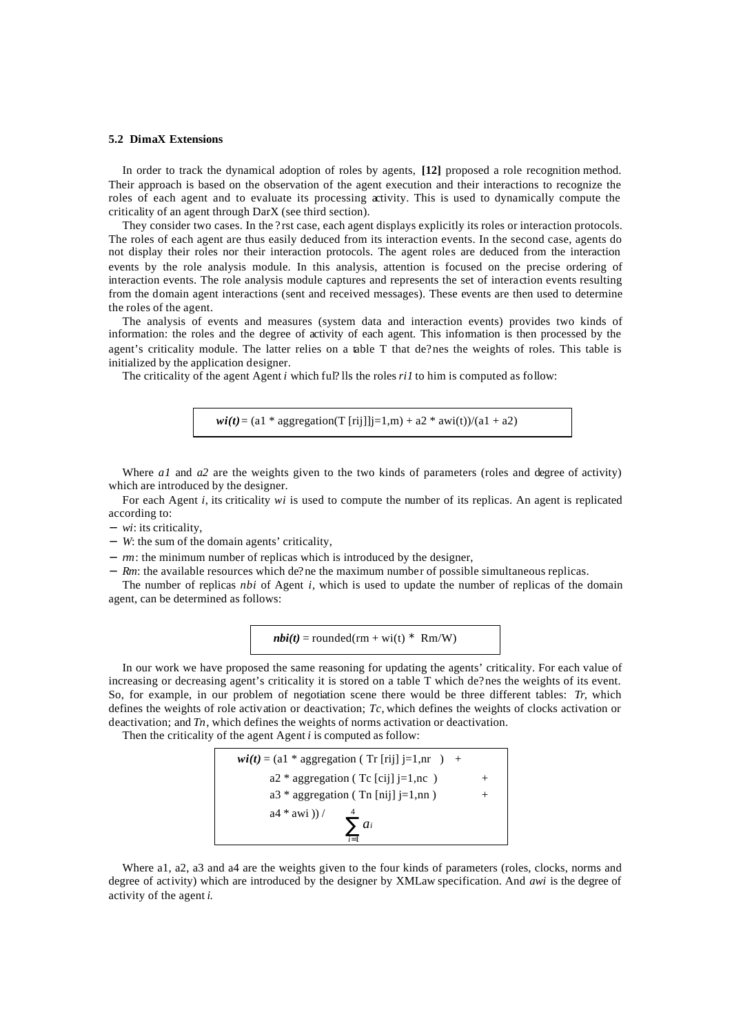### 5.2 DimaX Extensions

In order to track the dynamical adoption of roles by agents, **[12]** proposed a role recognition method. Their approach is based on the observation of the agent execution and their interactions to recognize the roles of each agent and to evaluate its processing activity. This is used to dynamically compute the criticality of an agent through DarX (see third section).

They consider two cases. In the ?rst case, each agent displays explicitly its roles or interaction protocols. The roles of each agent are thus easily deduced from its interaction events. In the second case, agents do not display their roles nor their interaction protocols. The agent roles are deduced from the interaction events by the role analysis module. In this analysis, attention is focused on the precise ordering of interaction events. The role analysis module captures and represents the set of interaction events resulting from the domain agent interactions (sent and received messages). These events are then used to determine the roles of the agent.

The analysis of events and measures (system data and interaction events) provides two kinds of information: the roles and the degree of activity of each agent. This information is then processed by the agent's criticality module. The latter relies on a table T that de?nes the weights of roles. This table is initialized by the application designer.

The criticality of the agent Agent *i* which ful?lls the roles *ri1* to him is computed as follow:

$$w_i(t) = (a1 * \text{aggregation}(T[r_{ij}]]j=1,m) + a2 * aw_i(t))/(a1 + a2)$$

Where *a1* and *a2* are the weights given to the two kinds of parameters (roles and degree of activity) which are introduced by the designer.

For each Agent *i*, its criticality *wi* is used to compute the number of its replicas. An agent is replicated according to:

- *wi*: its criticality,
- *W*: the sum of the domain agents' criticality,
- *rm*: the minimum number of replicas which is introduced by the designer,
- *Rm*: the available resources which de?ne the maximum number of possible simultaneous replicas.

The number of replicas *nbi* of Agent *i*, which is used to update the number of replicas of the domain agent, can be determined as follows:

$$nb_i(t) = \text{rounded}(rm + w_i(t) * Rm/W)$$

In our work we have proposed the same reasoning for updating the agents' criticality. For each value of increasing or decreasing agent's criticality it is stored on a table T which de?nes the weights of its event. So, for example, in our problem of negotiation scene there would be three different tables: *Tr*, which defines the weights of role activation or deactivation; *Tc*, which defines the weights of clocks activation or deactivation; and *Tn*, which defines the weights of norms activation or deactivation.

Then the criticality of the agent Agent *i* is computed as follow:

$$w_i(t) = (a1 * \text{aggregation}(Tr[r_{ij}]\ j=1,nr) + a2 * \text{aggregation}(Tc[c_{ij}]\ j=1,nc) + a3 * \text{aggregation}(Tn[n_{ij}]\ j=1,nn) + a4 * aw_i)) / \sum_{i=1}^{4} a_i$$

Where a1, a2, a3 and a4 are the weights given to the four kinds of parameters (roles, clocks, norms and degree of activity) which are introduced by the designer by XMLaw specification. And *awi* is the degree of activity of the agent *i*.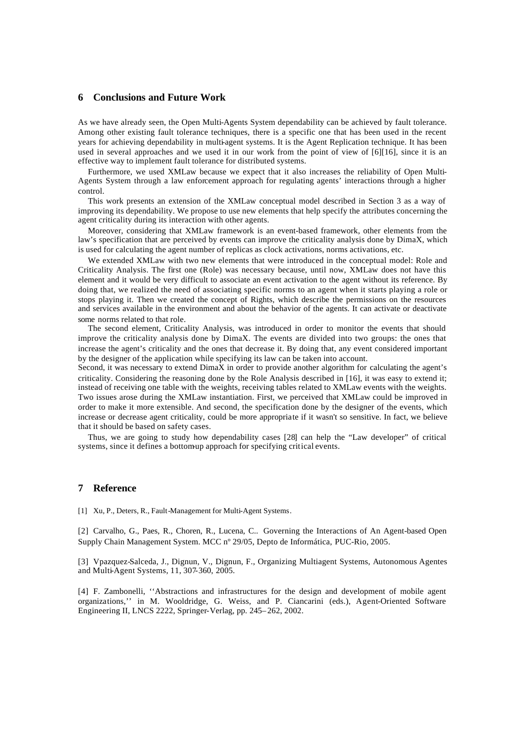## 6 Conclusions and Future Work

As we have already seen, the Open Multi-Agents System dependability can be achieved by fault tolerance. Among other existing fault tolerance techniques, there is a specific one that has been used in the recent years for achieving dependability in multi-agent systems. It is the Agent Replication technique. It has been used in several approaches and we used it in our work from the point of view of [6][16], since it is an effective way to implement fault tolerance for distributed systems.

Furthermore, we used XMLaw because we expect that it also increases the reliability of Open Multi-Agents System through a law enforcement approach for regulating agents' interactions through a higher control.

This work presents an extension of the XMLaw conceptual model described in Section 3 as a way of improving its dependability. We propose to use new elements that help specify the attributes concerning the agent criticality during its interaction with other agents.

Moreover, considering that XMLaw framework is an event-based framework, other elements from the law's specification that are perceived by events can improve the criticality analysis done by DimaX, which is used for calculating the agent number of replicas as clock activations, norms activations, etc.

We extended XMLaw with two new elements that were introduced in the conceptual model: Role and Criticality Analysis. The first one (Role) was necessary because, until now, XMLaw does not have this element and it would be very difficult to associate an event activation to the agent without its reference. By doing that, we realized the need of associating specific norms to an agent when it starts playing a role or stops playing it. Then we created the concept of Rights, which describe the permissions on the resources and services available in the environment and about the behavior of the agents. It can activate or deactivate some norms related to that role.

The second element, Criticality Analysis, was introduced in order to monitor the events that should improve the criticality analysis done by DimaX. The events are divided into two groups: the ones that increase the agent's criticality and the ones that decrease it. By doing that, any event considered important by the designer of the application while specifying its law can be taken into account.

Second, it was necessary to extend DimaX in order to provide another algorithm for calculating the agent's criticality. Considering the reasoning done by the Role Analysis described in [16], it was easy to extend it; instead of receiving one table with the weights, receiving tables related to XMLaw events with the weights.

Two issues arose during the XMLaw instantiation. First, we perceived that XMLaw could be improved in order to make it more extensible. And second, the specification done by the designer of the events, which increase or decrease agent criticality, could be more appropriate if it wasn't so sensitive. In fact, we believe that it should be based on safety cases.

Thus, we are going to study how dependability cases [28] can help the "Law developer" of critical systems, since it defines a bottom-up approach for specifying critical events.

## 7 Reference

[1] Xu, P., Deters, R., Fault-Management for Multi-Agent Systems.

[2] Carvalho, G., Paes, R., Choren, R., Lucena, C.. Governing the Interactions of An Agent-based Open Supply Chain Management System. MCC nº 29/05, Depto de Informática, PUC-Rio, 2005.

[3] Vpazquez-Salceda, J., Dignun, V., Dignun, F., Organizing Multiagent Systems, Autonomous Agentes and Multi-Agent Systems, 11, 307-360, 2005.

[4] F. Zambonelli, ''Abstractions and infrastructures for the design and development of mobile agent organizations,'' in M. Wooldridge, G. Weiss, and P. Ciancarini (eds.), Agent-Oriented Software Engineering II, LNCS 2222, Springer-Verlag, pp. 245–262, 2002.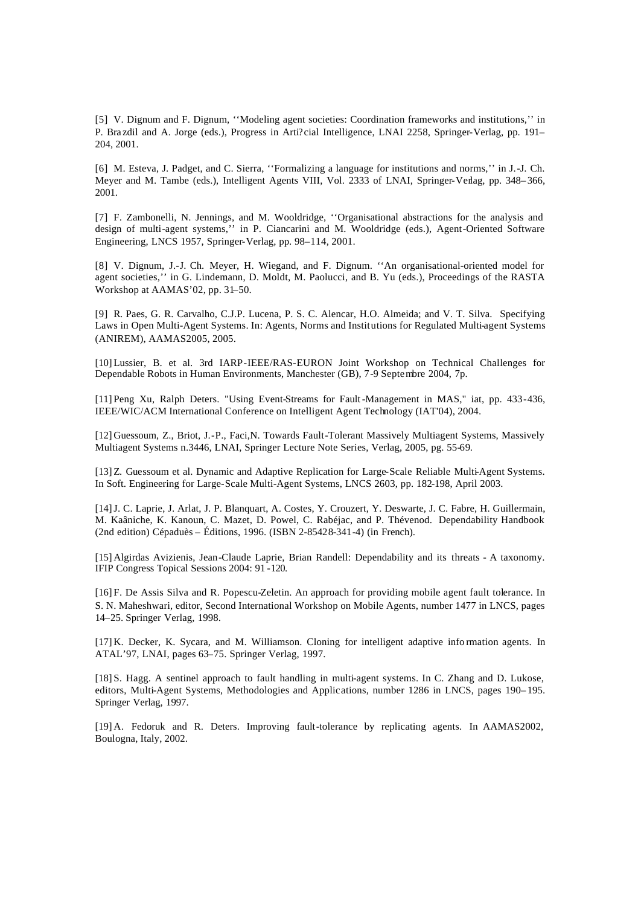[5] V. Dignum and F. Dignum, ''Modeling agent societies: Coordination frameworks and institutions,'' in P. Brazdil and A. Jorge (eds.), Progress in Arti?cial Intelligence, LNAI 2258, Springer-Verlag, pp. 191–204, 2001.

[6] M. Esteva, J. Padget, and C. Sierra, ''Formalizing a language for institutions and norms,'' in J.-J. Ch. Meyer and M. Tambe (eds.), Intelligent Agents VIII, Vol. 2333 of LNAI, Springer-Verlag, pp. 348–366, 2001.

[7] F. Zambonelli, N. Jennings, and M. Wooldridge, ''Organisational abstractions for the analysis and design of multi-agent systems,'' in P. Ciancarini and M. Wooldridge (eds.), Agent-Oriented Software Engineering, LNCS 1957, Springer-Verlag, pp. 98–114, 2001.

[8] V. Dignum, J.-J. Ch. Meyer, H. Wiegand, and F. Dignum. ''An organisational-oriented model for agent societies,'' in G. Lindemann, D. Moldt, M. Paolucci, and B. Yu (eds.), Proceedings of the RASTA Workshop at AAMAS'02, pp. 31–50.

[9] R. Paes, G. R. Carvalho, C.J.P. Lucena, P. S. C. Alencar, H.O. Almeida; and V. T. Silva. Specifying Laws in Open Multi-Agent Systems. In: Agents, Norms and Institutions for Regulated Multi-agent Systems (ANIREM), AAMAS2005, 2005.

[10] Lussier, B. et al. 3rd IARP-IEEE/RAS-EURON Joint Workshop on Technical Challenges for Dependable Robots in Human Environments, Manchester (GB), 7-9 Septembre 2004, 7p.

[11] Peng Xu, Ralph Deters. "Using Event-Streams for Fault-Management in MAS," iat, pp. 433-436, IEEE/WIC/ACM International Conference on Intelligent Agent Technology (IAT'04), 2004.

[12] Guessoum, Z., Briot, J.-P., Faci,N. Towards Fault-Tolerant Massively Multiagent Systems, Massively Multiagent Systems n.3446, LNAI, Springer Lecture Note Series, Verlag, 2005, pg. 55-69.

[13] Z. Guessoum et al. Dynamic and Adaptive Replication for Large-Scale Reliable Multi-Agent Systems. In Soft. Engineering for Large-Scale Multi-Agent Systems, LNCS 2603, pp. 182-198, April 2003.

[14] J. C. Laprie, J. Arlat, J. P. Blanquart, A. Costes, Y. Crouzert, Y. Deswarte, J. C. Fabre, H. Guillermain, M. Kaâniche, K. Kanoun, C. Mazet, D. Powel, C. Rabéjac, and P. Thévenod. Dependability Handbook (2nd edition) Cépaduès – Éditions, 1996. (ISBN 2-85428-341-4) (in French).

[15] Algirdas Avizienis, Jean-Claude Laprie, Brian Randell: Dependability and its threats - A taxonomy. IFIP Congress Topical Sessions 2004: 91-120.

[16] F. De Assis Silva and R. Popescu-Zeletin. An approach for providing mobile agent fault tolerance. In S. N. Maheshwari, editor, Second International Workshop on Mobile Agents, number 1477 in LNCS, pages 14–25. Springer Verlag, 1998.

[17] K. Decker, K. Sycara, and M. Williamson. Cloning for intelligent adaptive information agents. In ATAL'97, LNAI, pages 63–75. Springer Verlag, 1997.

[18] S. Hagg. A sentinel approach to fault handling in multi-agent systems. In C. Zhang and D. Lukose, editors, Multi-Agent Systems, Methodologies and Applications, number 1286 in LNCS, pages 190–195. Springer Verlag, 1997.

[19] A. Fedoruk and R. Deters. Improving fault-tolerance by replicating agents. In AAMAS2002, Boulogna, Italy, 2002.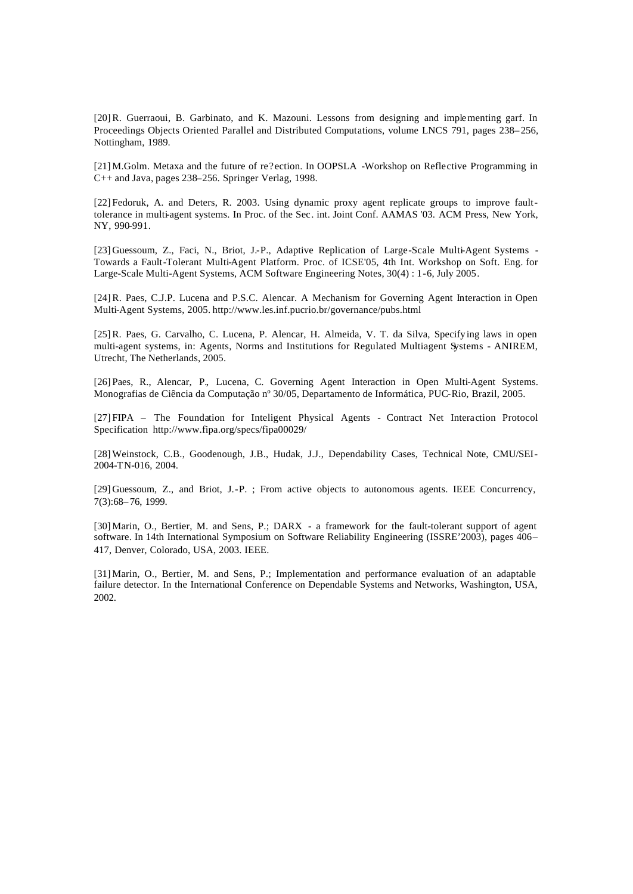[20] R. Guerraoui, B. Garbinato, and K. Mazouni. Lessons from designing and implementing garf. In Proceedings Objects Oriented Parallel and Distributed Computations, volume LNCS 791, pages 238–256, Nottingham, 1989.

[21] M.Golm. Metaxa and the future of re?ection. In OOPSLA -Workshop on Reflective Programming in C++ and Java, pages 238–256. Springer Verlag, 1998.

[22] Fedoruk, A. and Deters, R. 2003. Using dynamic proxy agent replicate groups to improve fault-tolerance in multi-agent systems. In Proc. of the Sec. int. Joint Conf. AAMAS '03. ACM Press, New York, NY, 990-991.

[23] Guessoum, Z., Faci, N., Briot, J.-P., Adaptive Replication of Large-Scale Multi-Agent Systems - Towards a Fault-Tolerant Multi-Agent Platform. Proc. of ICSE'05, 4th Int. Workshop on Soft. Eng. for Large-Scale Multi-Agent Systems, ACM Software Engineering Notes, 30(4) : 1-6, July 2005.

[24] R. Paes, C.J.P. Lucena and P.S.C. Alencar. A Mechanism for Governing Agent Interaction in Open Multi-Agent Systems, 2005. http://www.les.inf.pucrio.br/governance/pubs.html

[25] R. Paes, G. Carvalho, C. Lucena, P. Alencar, H. Almeida, V. T. da Silva, Specifying laws in open multi-agent systems, in: Agents, Norms and Institutions for Regulated Multiagent Systems - ANIREM, Utrecht, The Netherlands, 2005.

[26] Paes, R., Alencar, P., Lucena, C. Governing Agent Interaction in Open Multi-Agent Systems. Monografias de Ciência da Computação nº 30/05, Departamento de Informática, PUC-Rio, Brazil, 2005.

[27] FIPA – The Foundation for Inteligent Physical Agents - Contract Net Interaction Protocol Specification http://www.fipa.org/specs/fipa00029/

[28] Weinstock, C.B., Goodenough, J.B., Hudak, J.J., Dependability Cases, Technical Note, CMU/SEI-2004-TN-016, 2004.

[29] Guessoum, Z., and Briot, J.-P. ; From active objects to autonomous agents. IEEE Concurrency, 7(3):68–76, 1999.

[30] Marin, O., Bertier, M. and Sens, P.; DARX - a framework for the fault-tolerant support of agent software. In 14th International Symposium on Software Reliability Engineering (ISSRE'2003), pages 406–417, Denver, Colorado, USA, 2003. IEEE.

[31] Marin, O., Bertier, M. and Sens, P.; Implementation and performance evaluation of an adaptable failure detector. In the International Conference on Dependable Systems and Networks, Washington, USA, 2002.